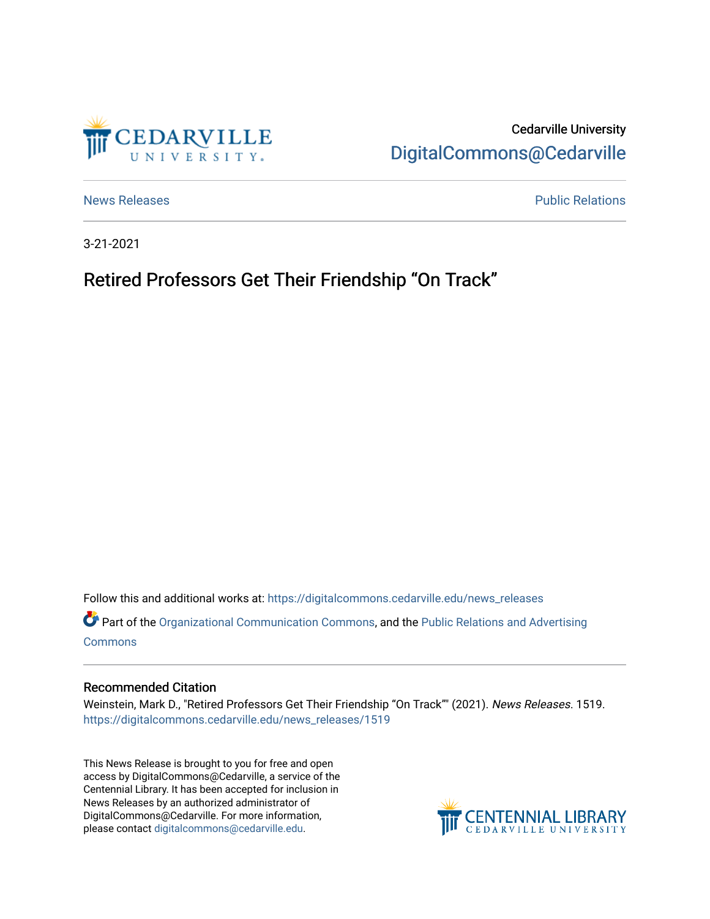Cedarville University
DigitalCommons@Cedarville

News Releases | Public Relations

3-21-2021

# Retired Professors Get Their Friendship “On Track”

Follow this and additional works at: https://digitalcommons.cedarville.edu/news_releases

Part of the Organizational Communication Commons, and the Public Relations and Advertising Commons

## Recommended Citation

Weinstein, Mark D., "Retired Professors Get Their Friendship “On Track”" (2021). *News Releases*. 1519.
https://digitalcommons.cedarville.edu/news_releases/1519

This News Release is brought to you for free and open access by DigitalCommons@Cedarville, a service of the Centennial Library. It has been accepted for inclusion in News Releases by an authorized administrator of DigitalCommons@Cedarville. For more information, please contact digitalcommons@cedarville.edu.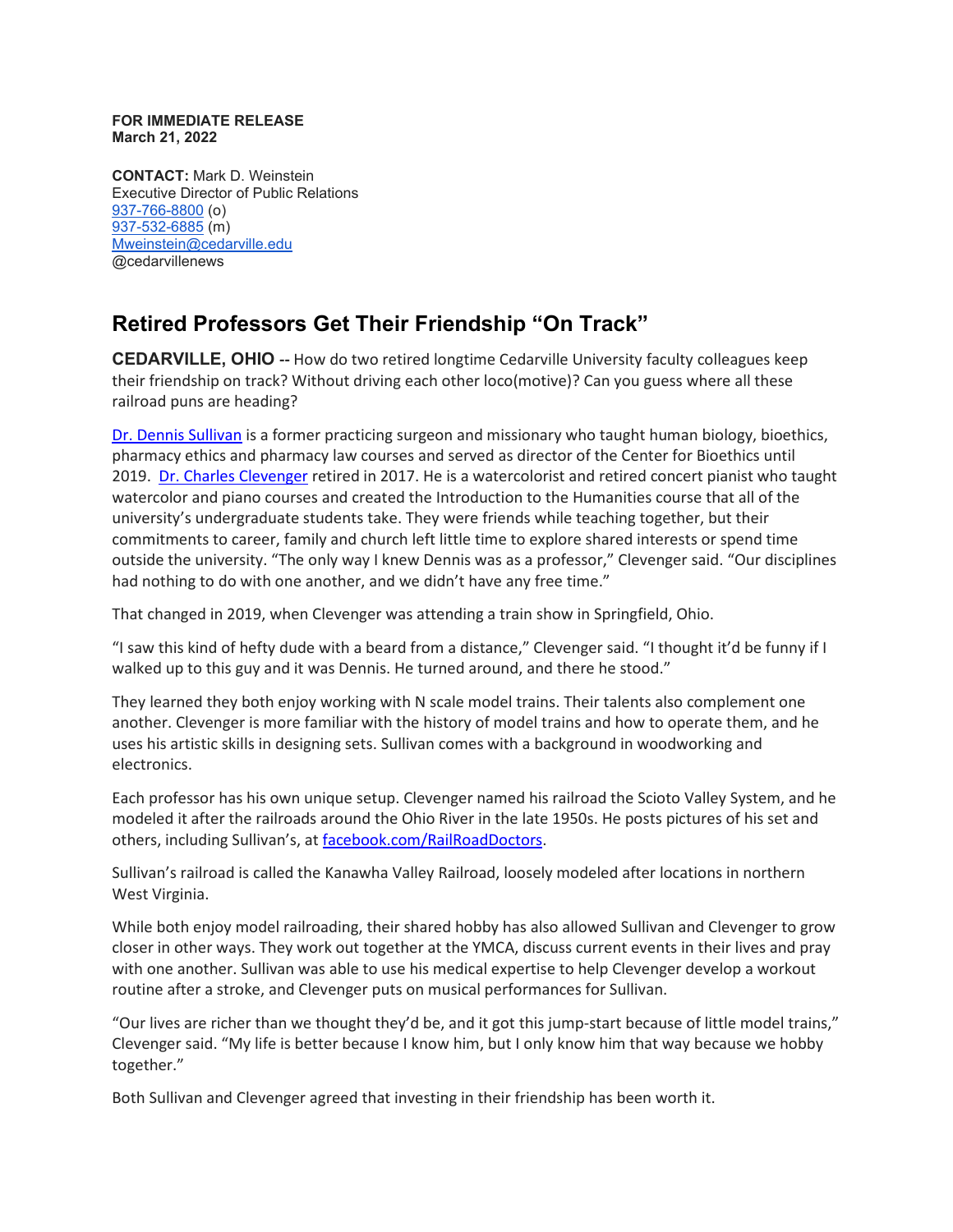**FOR IMMEDIATE RELEASE**
**March 21, 2022**

**CONTACT:** Mark D. Weinstein
Executive Director of Public Relations
937-766-8800 (o)
937-532-6885 (m)
Mweinstein@cedarville.edu
@cedarvillenews

# Retired Professors Get Their Friendship "On Track"

**CEDARVILLE, OHIO --** How do two retired longtime Cedarville University faculty colleagues keep their friendship on track? Without driving each other loco(motive)? Can you guess where all these railroad puns are heading?

Dr. Dennis Sullivan is a former practicing surgeon and missionary who taught human biology, bioethics, pharmacy ethics and pharmacy law courses and served as director of the Center for Bioethics until 2019. Dr. Charles Clevenger retired in 2017. He is a watercolorist and retired concert pianist who taught watercolor and piano courses and created the Introduction to the Humanities course that all of the university's undergraduate students take. They were friends while teaching together, but their commitments to career, family and church left little time to explore shared interests or spend time outside the university. "The only way I knew Dennis was as a professor," Clevenger said. "Our disciplines had nothing to do with one another, and we didn't have any free time."

That changed in 2019, when Clevenger was attending a train show in Springfield, Ohio.

"I saw this kind of hefty dude with a beard from a distance," Clevenger said. "I thought it'd be funny if I walked up to this guy and it was Dennis. He turned around, and there he stood."

They learned they both enjoy working with N scale model trains. Their talents also complement one another. Clevenger is more familiar with the history of model trains and how to operate them, and he uses his artistic skills in designing sets. Sullivan comes with a background in woodworking and electronics.

Each professor has his own unique setup. Clevenger named his railroad the Scioto Valley System, and he modeled it after the railroads around the Ohio River in the late 1950s. He posts pictures of his set and others, including Sullivan's, at facebook.com/RailRoadDoctors.

Sullivan's railroad is called the Kanawha Valley Railroad, loosely modeled after locations in northern West Virginia.

While both enjoy model railroading, their shared hobby has also allowed Sullivan and Clevenger to grow closer in other ways. They work out together at the YMCA, discuss current events in their lives and pray with one another. Sullivan was able to use his medical expertise to help Clevenger develop a workout routine after a stroke, and Clevenger puts on musical performances for Sullivan.

"Our lives are richer than we thought they'd be, and it got this jump-start because of little model trains," Clevenger said. "My life is better because I know him, but I only know him that way because we hobby together."

Both Sullivan and Clevenger agreed that investing in their friendship has been worth it.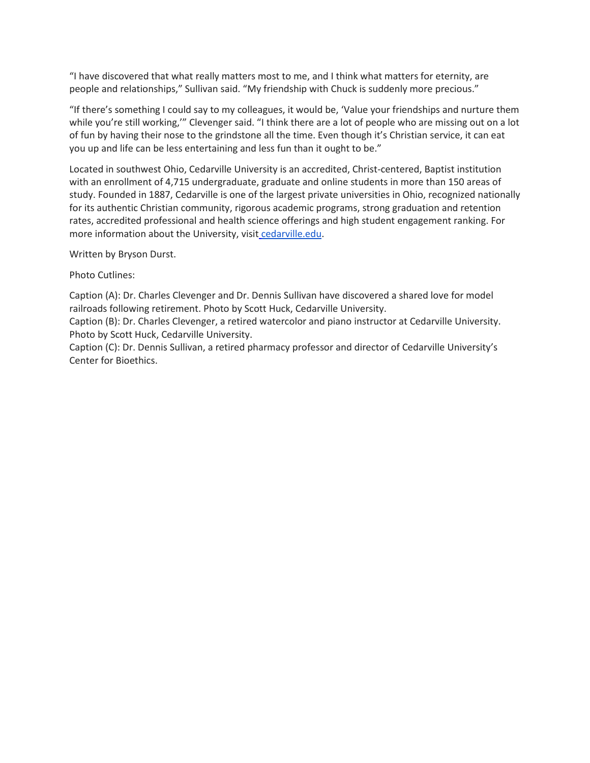"I have discovered that what really matters most to me, and I think what matters for eternity, are people and relationships," Sullivan said. "My friendship with Chuck is suddenly more precious."

"If there's something I could say to my colleagues, it would be, 'Value your friendships and nurture them while you're still working,'" Clevenger said. "I think there are a lot of people who are missing out on a lot of fun by having their nose to the grindstone all the time. Even though it's Christian service, it can eat you up and life can be less entertaining and less fun than it ought to be."

Located in southwest Ohio, Cedarville University is an accredited, Christ-centered, Baptist institution with an enrollment of 4,715 undergraduate, graduate and online students in more than 150 areas of study. Founded in 1887, Cedarville is one of the largest private universities in Ohio, recognized nationally for its authentic Christian community, rigorous academic programs, strong graduation and retention rates, accredited professional and health science offerings and high student engagement ranking. For more information about the University, visit cedarville.edu.

Written by Bryson Durst.

Photo Cutlines:

Caption (A): Dr. Charles Clevenger and Dr. Dennis Sullivan have discovered a shared love for model railroads following retirement. Photo by Scott Huck, Cedarville University.
Caption (B): Dr. Charles Clevenger, a retired watercolor and piano instructor at Cedarville University. Photo by Scott Huck, Cedarville University.
Caption (C): Dr. Dennis Sullivan, a retired pharmacy professor and director of Cedarville University's Center for Bioethics.